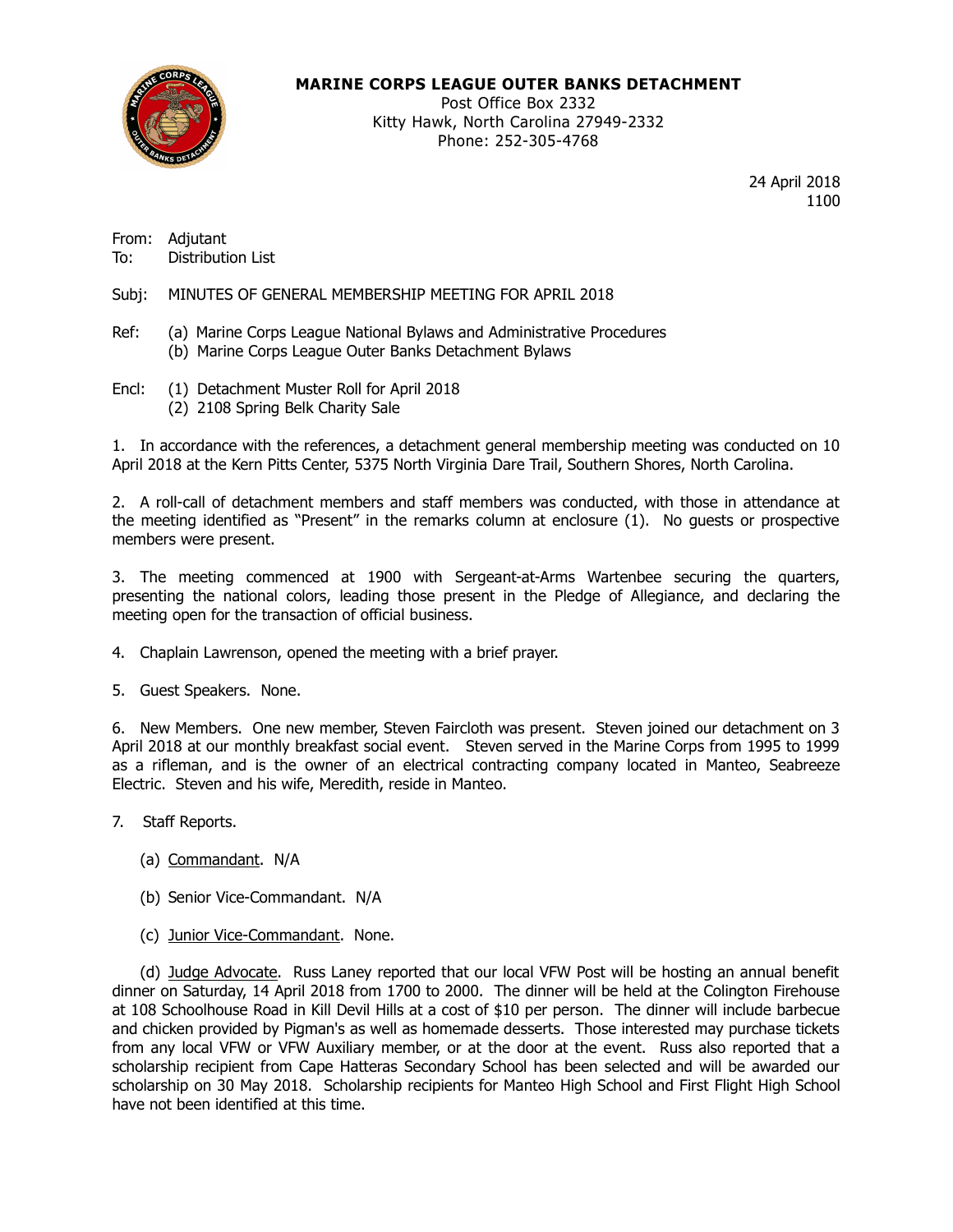**MARINE CORPS LEAGUE OUTER BANKS DETACHMENT**
Post Office Box 2332
Kitty Hawk, North Carolina 27949-2332
Phone: 252-305-4768

24 April 2018
1100

From: Adjutant
To: Distribution List

Subj: MINUTES OF GENERAL MEMBERSHIP MEETING FOR APRIL 2018

Ref: (a) Marine Corps League National Bylaws and Administrative Procedures
(b) Marine Corps League Outer Banks Detachment Bylaws

Encl: (1) Detachment Muster Roll for April 2018
(2) 2108 Spring Belk Charity Sale

1. In accordance with the references, a detachment general membership meeting was conducted on 10 April 2018 at the Kern Pitts Center, 5375 North Virginia Dare Trail, Southern Shores, North Carolina.

2. A roll-call of detachment members and staff members was conducted, with those in attendance at the meeting identified as "Present" in the remarks column at enclosure (1). No guests or prospective members were present.

3. The meeting commenced at 1900 with Sergeant-at-Arms Wartenbee securing the quarters, presenting the national colors, leading those present in the Pledge of Allegiance, and declaring the meeting open for the transaction of official business.

4. Chaplain Lawrenson, opened the meeting with a brief prayer.

5. Guest Speakers. None.

6. New Members. One new member, Steven Faircloth was present. Steven joined our detachment on 3 April 2018 at our monthly breakfast social event. Steven served in the Marine Corps from 1995 to 1999 as a rifleman, and is the owner of an electrical contracting company located in Manteo, Seabreeze Electric. Steven and his wife, Meredith, reside in Manteo.

7. Staff Reports.

(a) Commandant. N/A

(b) Senior Vice-Commandant. N/A

(c) Junior Vice-Commandant. None.

(d) Judge Advocate. Russ Laney reported that our local VFW Post will be hosting an annual benefit dinner on Saturday, 14 April 2018 from 1700 to 2000. The dinner will be held at the Colington Firehouse at 108 Schoolhouse Road in Kill Devil Hills at a cost of $10 per person. The dinner will include barbecue and chicken provided by Pigman's as well as homemade desserts. Those interested may purchase tickets from any local VFW or VFW Auxiliary member, or at the door at the event. Russ also reported that a scholarship recipient from Cape Hatteras Secondary School has been selected and will be awarded our scholarship on 30 May 2018. Scholarship recipients for Manteo High School and First Flight High School have not been identified at this time.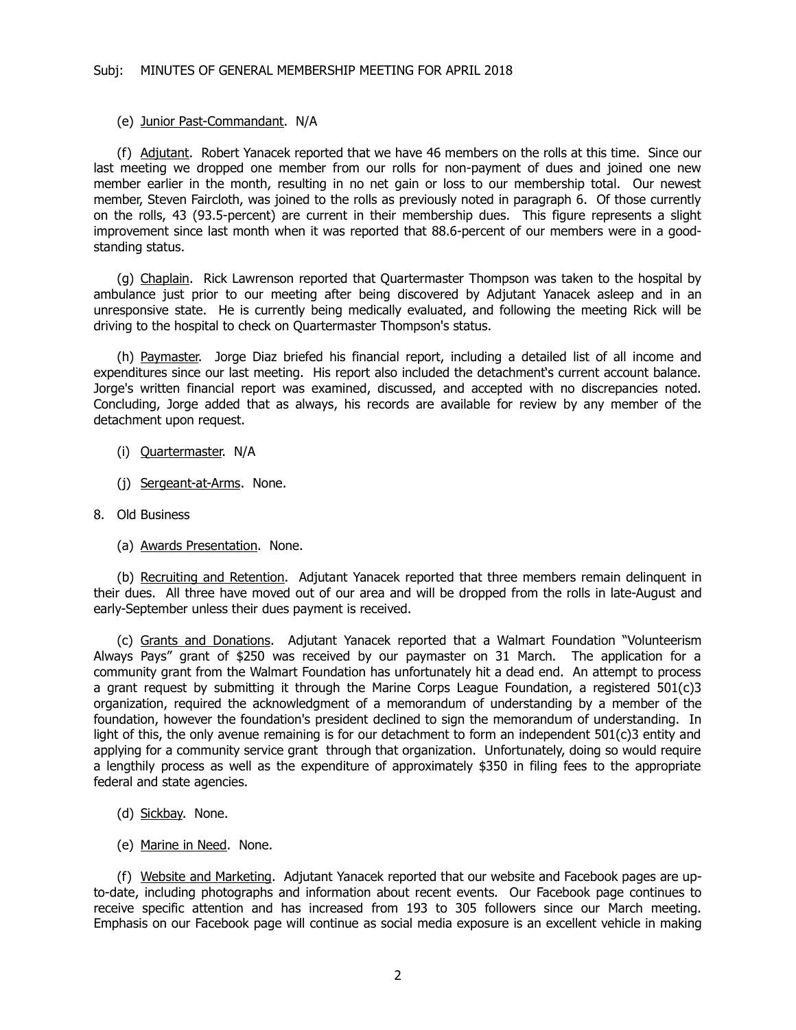(e) Junior Past-Commandant. N/A

(f) Adjutant. Robert Yanacek reported that we have 46 members on the rolls at this time. Since our last meeting we dropped one member from our rolls for non-payment of dues and joined one new member earlier in the month, resulting in no net gain or loss to our membership total. Our newest member, Steven Faircloth, was joined to the rolls as previously noted in paragraph 6. Of those currently on the rolls, 43 (93.5-percent) are current in their membership dues. This figure represents a slight improvement since last month when it was reported that 88.6-percent of our members were in a good-standing status.

(g) Chaplain. Rick Lawrenson reported that Quartermaster Thompson was taken to the hospital by ambulance just prior to our meeting after being discovered by Adjutant Yanacek asleep and in an unresponsive state. He is currently being medically evaluated, and following the meeting Rick will be driving to the hospital to check on Quartermaster Thompson's status.

(h) Paymaster. Jorge Diaz briefed his financial report, including a detailed list of all income and expenditures since our last meeting. His report also included the detachment's current account balance. Jorge's written financial report was examined, discussed, and accepted with no discrepancies noted. Concluding, Jorge added that as always, his records are available for review by any member of the detachment upon request.

(i) Quartermaster. N/A

(j) Sergeant-at-Arms. None.

8. Old Business

(a) Awards Presentation. None.

(b) Recruiting and Retention. Adjutant Yanacek reported that three members remain delinquent in their dues. All three have moved out of our area and will be dropped from the rolls in late-August and early-September unless their dues payment is received.

(c) Grants and Donations. Adjutant Yanacek reported that a Walmart Foundation "Volunteerism Always Pays" grant of $250 was received by our paymaster on 31 March. The application for a community grant from the Walmart Foundation has unfortunately hit a dead end. An attempt to process a grant request by submitting it through the Marine Corps League Foundation, a registered 501(c)3 organization, required the acknowledgment of a memorandum of understanding by a member of the foundation, however the foundation's president declined to sign the memorandum of understanding. In light of this, the only avenue remaining is for our detachment to form an independent 501(c)3 entity and applying for a community service grant through that organization. Unfortunately, doing so would require a lengthily process as well as the expenditure of approximately $350 in filing fees to the appropriate federal and state agencies.

(d) Sickbay. None.

(e) Marine in Need. None.

(f) Website and Marketing. Adjutant Yanacek reported that our website and Facebook pages are up-to-date, including photographs and information about recent events. Our Facebook page continues to receive specific attention and has increased from 193 to 305 followers since our March meeting. Emphasis on our Facebook page will continue as social media exposure is an excellent vehicle in making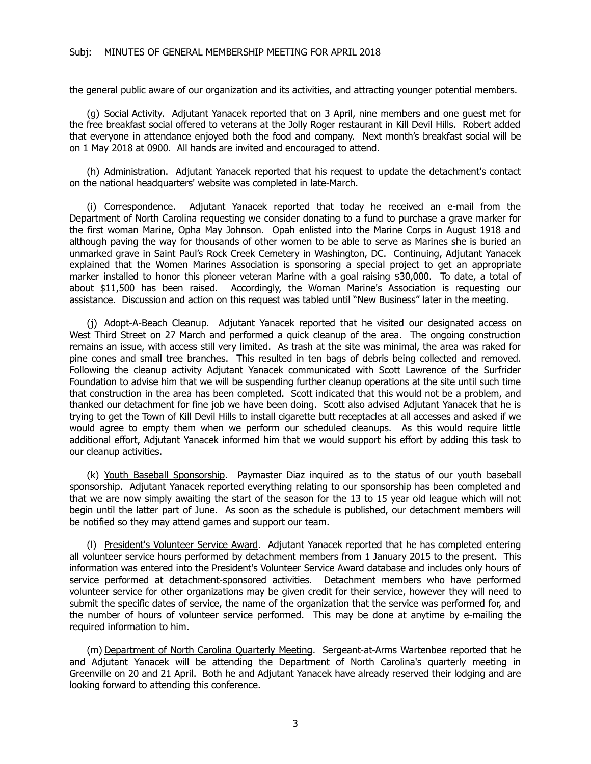the general public aware of our organization and its activities, and attracting younger potential members.

(g) Social Activity. Adjutant Yanacek reported that on 3 April, nine members and one guest met for the free breakfast social offered to veterans at the Jolly Roger restaurant in Kill Devil Hills. Robert added that everyone in attendance enjoyed both the food and company. Next month's breakfast social will be on 1 May 2018 at 0900. All hands are invited and encouraged to attend.

(h) Administration. Adjutant Yanacek reported that his request to update the detachment's contact on the national headquarters' website was completed in late-March.

(i) Correspondence. Adjutant Yanacek reported that today he received an e-mail from the Department of North Carolina requesting we consider donating to a fund to purchase a grave marker for the first woman Marine, Opha May Johnson. Opah enlisted into the Marine Corps in August 1918 and although paving the way for thousands of other women to be able to serve as Marines she is buried an unmarked grave in Saint Paul's Rock Creek Cemetery in Washington, DC. Continuing, Adjutant Yanacek explained that the Women Marines Association is sponsoring a special project to get an appropriate marker installed to honor this pioneer veteran Marine with a goal raising $30,000. To date, a total of about $11,500 has been raised. Accordingly, the Woman Marine's Association is requesting our assistance. Discussion and action on this request was tabled until "New Business" later in the meeting.

(j) Adopt-A-Beach Cleanup. Adjutant Yanacek reported that he visited our designated access on West Third Street on 27 March and performed a quick cleanup of the area. The ongoing construction remains an issue, with access still very limited. As trash at the site was minimal, the area was raked for pine cones and small tree branches. This resulted in ten bags of debris being collected and removed. Following the cleanup activity Adjutant Yanacek communicated with Scott Lawrence of the Surfrider Foundation to advise him that we will be suspending further cleanup operations at the site until such time that construction in the area has been completed. Scott indicated that this would not be a problem, and thanked our detachment for fine job we have been doing. Scott also advised Adjutant Yanacek that he is trying to get the Town of Kill Devil Hills to install cigarette butt receptacles at all accesses and asked if we would agree to empty them when we perform our scheduled cleanups. As this would require little additional effort, Adjutant Yanacek informed him that we would support his effort by adding this task to our cleanup activities.

(k) Youth Baseball Sponsorship. Paymaster Diaz inquired as to the status of our youth baseball sponsorship. Adjutant Yanacek reported everything relating to our sponsorship has been completed and that we are now simply awaiting the start of the season for the 13 to 15 year old league which will not begin until the latter part of June. As soon as the schedule is published, our detachment members will be notified so they may attend games and support our team.

(l) President's Volunteer Service Award. Adjutant Yanacek reported that he has completed entering all volunteer service hours performed by detachment members from 1 January 2015 to the present. This information was entered into the President's Volunteer Service Award database and includes only hours of service performed at detachment-sponsored activities. Detachment members who have performed volunteer service for other organizations may be given credit for their service, however they will need to submit the specific dates of service, the name of the organization that the service was performed for, and the number of hours of volunteer service performed. This may be done at anytime by e-mailing the required information to him.

(m) Department of North Carolina Quarterly Meeting. Sergeant-at-Arms Wartenbee reported that he and Adjutant Yanacek will be attending the Department of North Carolina's quarterly meeting in Greenville on 20 and 21 April. Both he and Adjutant Yanacek have already reserved their lodging and are looking forward to attending this conference.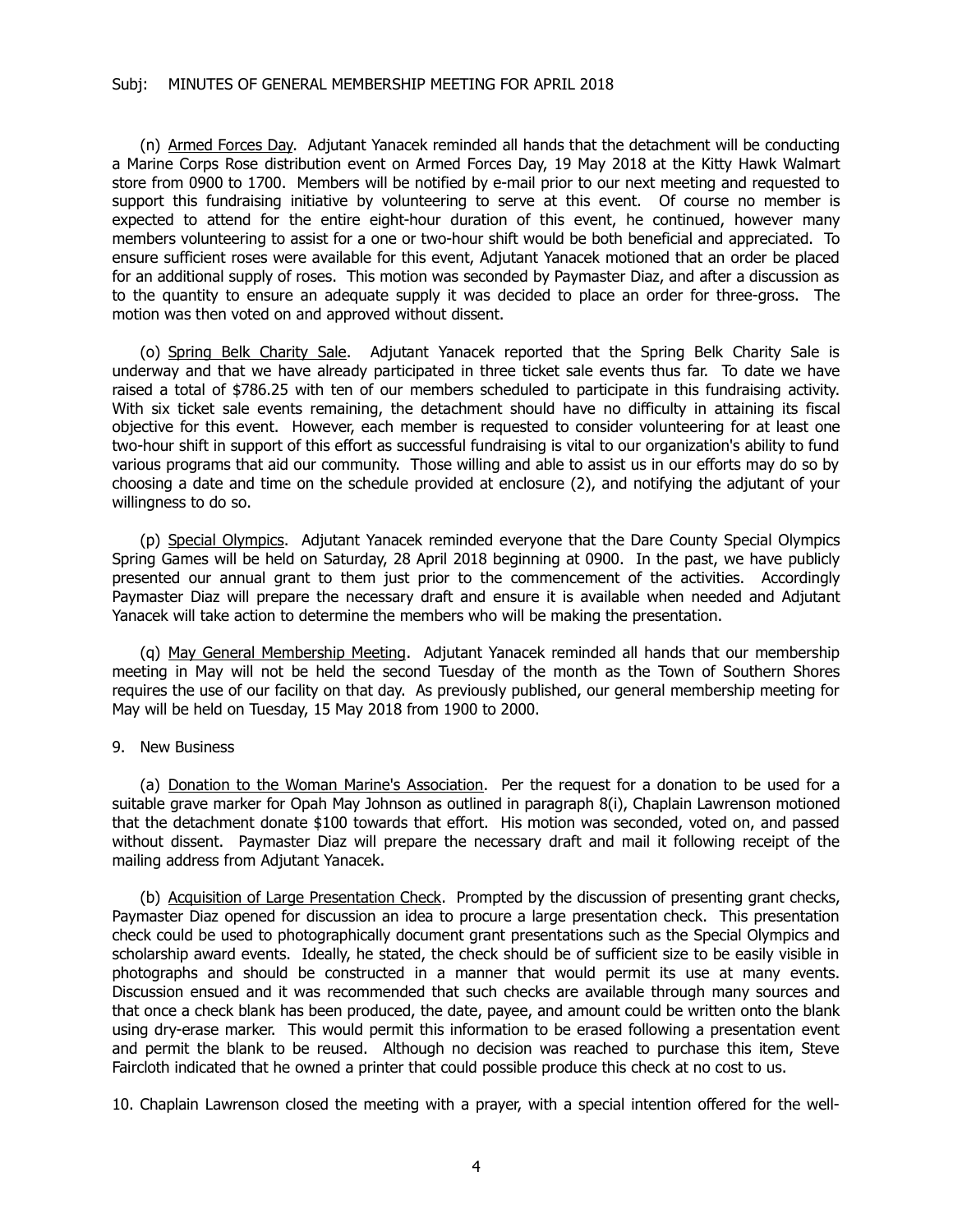(n) Armed Forces Day. Adjutant Yanacek reminded all hands that the detachment will be conducting a Marine Corps Rose distribution event on Armed Forces Day, 19 May 2018 at the Kitty Hawk Walmart store from 0900 to 1700. Members will be notified by e-mail prior to our next meeting and requested to support this fundraising initiative by volunteering to serve at this event. Of course no member is expected to attend for the entire eight-hour duration of this event, he continued, however many members volunteering to assist for a one or two-hour shift would be both beneficial and appreciated. To ensure sufficient roses were available for this event, Adjutant Yanacek motioned that an order be placed for an additional supply of roses. This motion was seconded by Paymaster Diaz, and after a discussion as to the quantity to ensure an adequate supply it was decided to place an order for three-gross. The motion was then voted on and approved without dissent.

(o) Spring Belk Charity Sale. Adjutant Yanacek reported that the Spring Belk Charity Sale is underway and that we have already participated in three ticket sale events thus far. To date we have raised a total of $786.25 with ten of our members scheduled to participate in this fundraising activity. With six ticket sale events remaining, the detachment should have no difficulty in attaining its fiscal objective for this event. However, each member is requested to consider volunteering for at least one two-hour shift in support of this effort as successful fundraising is vital to our organization's ability to fund various programs that aid our community. Those willing and able to assist us in our efforts may do so by choosing a date and time on the schedule provided at enclosure (2), and notifying the adjutant of your willingness to do so.

(p) Special Olympics. Adjutant Yanacek reminded everyone that the Dare County Special Olympics Spring Games will be held on Saturday, 28 April 2018 beginning at 0900. In the past, we have publicly presented our annual grant to them just prior to the commencement of the activities. Accordingly Paymaster Diaz will prepare the necessary draft and ensure it is available when needed and Adjutant Yanacek will take action to determine the members who will be making the presentation.

(q) May General Membership Meeting. Adjutant Yanacek reminded all hands that our membership meeting in May will not be held the second Tuesday of the month as the Town of Southern Shores requires the use of our facility on that day. As previously published, our general membership meeting for May will be held on Tuesday, 15 May 2018 from 1900 to 2000.

9. New Business

(a) Donation to the Woman Marine's Association. Per the request for a donation to be used for a suitable grave marker for Opah May Johnson as outlined in paragraph 8(i), Chaplain Lawrenson motioned that the detachment donate $100 towards that effort. His motion was seconded, voted on, and passed without dissent. Paymaster Diaz will prepare the necessary draft and mail it following receipt of the mailing address from Adjutant Yanacek.

(b) Acquisition of Large Presentation Check. Prompted by the discussion of presenting grant checks, Paymaster Diaz opened for discussion an idea to procure a large presentation check. This presentation check could be used to photographically document grant presentations such as the Special Olympics and scholarship award events. Ideally, he stated, the check should be of sufficient size to be easily visible in photographs and should be constructed in a manner that would permit its use at many events. Discussion ensued and it was recommended that such checks are available through many sources and that once a check blank has been produced, the date, payee, and amount could be written onto the blank using dry-erase marker. This would permit this information to be erased following a presentation event and permit the blank to be reused. Although no decision was reached to purchase this item, Steve Faircloth indicated that he owned a printer that could possible produce this check at no cost to us.

10. Chaplain Lawrenson closed the meeting with a prayer, with a special intention offered for the well-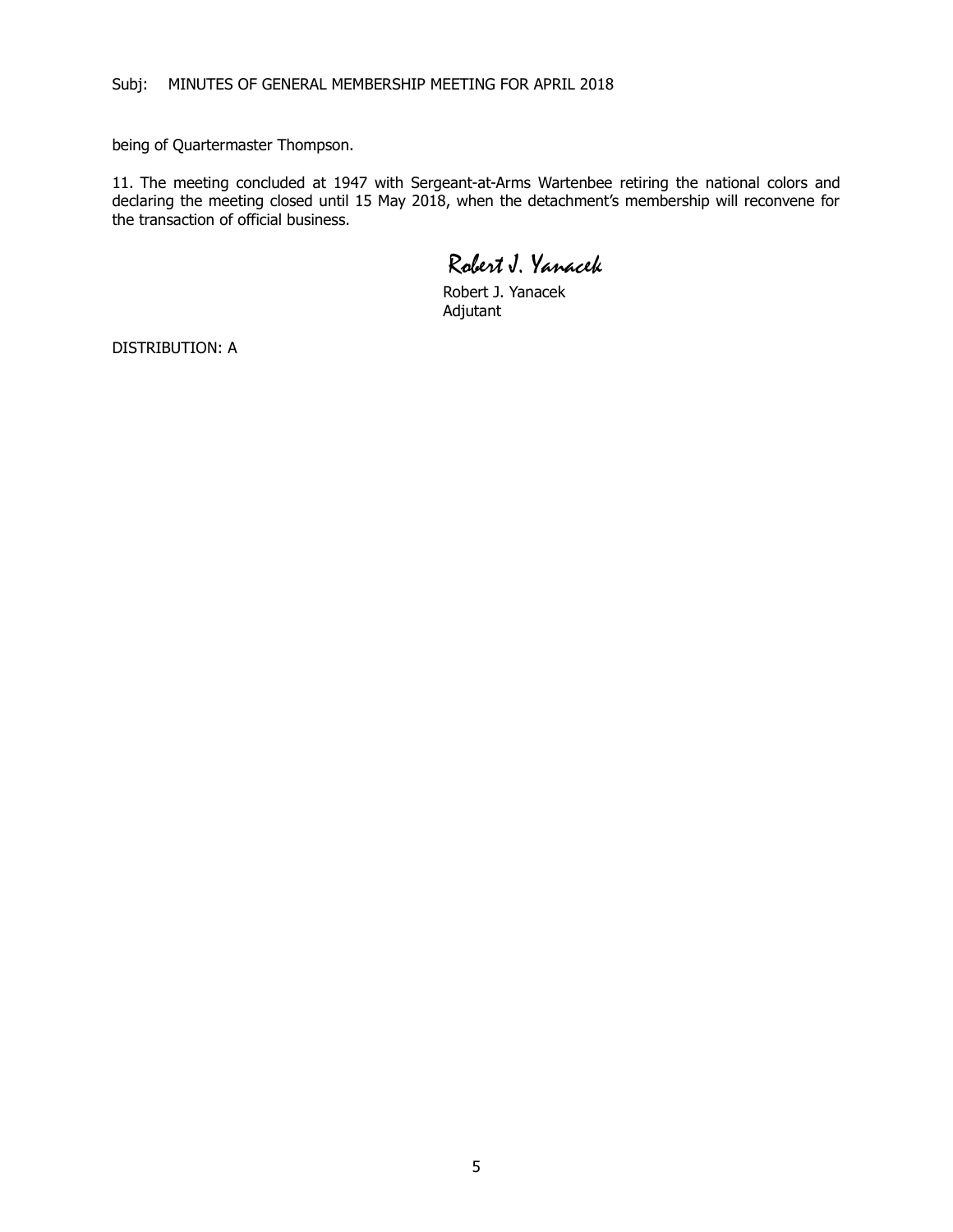being of Quartermaster Thompson.

11. The meeting concluded at 1947 with Sergeant-at-Arms Wartenbee retiring the national colors and declaring the meeting closed until 15 May 2018, when the detachment's membership will reconvene for the transaction of official business.

*Robert J. Yanacek*

Robert J. Yanacek
Adjutant

DISTRIBUTION: A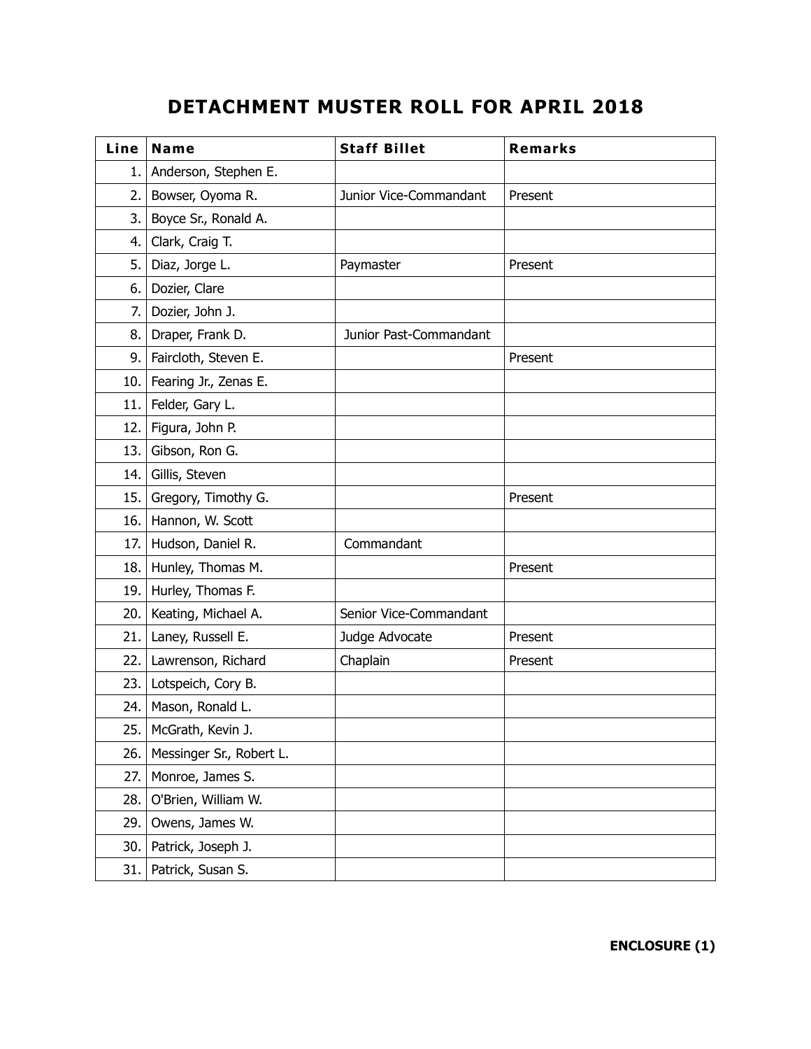# DETACHMENT MUSTER ROLL FOR APRIL 2018

| Line | Name | Staff Billet | Remarks |
|---|---|---|---|
| 1. | Anderson, Stephen E. | | |
| 2. | Bowser, Oyoma R. | Junior Vice-Commandant | Present |
| 3. | Boyce Sr., Ronald A. | | |
| 4. | Clark, Craig T. | | |
| 5. | Diaz, Jorge L. | Paymaster | Present |
| 6. | Dozier, Clare | | |
| 7. | Dozier, John J. | | |
| 8. | Draper, Frank D. | Junior Past-Commandant | |
| 9. | Faircloth, Steven E. | | Present |
| 10. | Fearing Jr., Zenas E. | | |
| 11. | Felder, Gary L. | | |
| 12. | Figura, John P. | | |
| 13. | Gibson, Ron G. | | |
| 14. | Gillis, Steven | | |
| 15. | Gregory, Timothy G. | | Present |
| 16. | Hannon, W. Scott | | |
| 17. | Hudson, Daniel R. | Commandant | |
| 18. | Hunley, Thomas M. | | Present |
| 19. | Hurley, Thomas F. | | |
| 20. | Keating, Michael A. | Senior Vice-Commandant | |
| 21. | Laney, Russell E. | Judge Advocate | Present |
| 22. | Lawrenson, Richard | Chaplain | Present |
| 23. | Lotspeich, Cory B. | | |
| 24. | Mason, Ronald L. | | |
| 25. | McGrath, Kevin J. | | |
| 26. | Messinger Sr., Robert L. | | |
| 27. | Monroe, James S. | | |
| 28. | O'Brien, William W. | | |
| 29. | Owens, James W. | | |
| 30. | Patrick, Joseph J. | | |
| 31. | Patrick, Susan S. | | |

**ENCLOSURE (1)**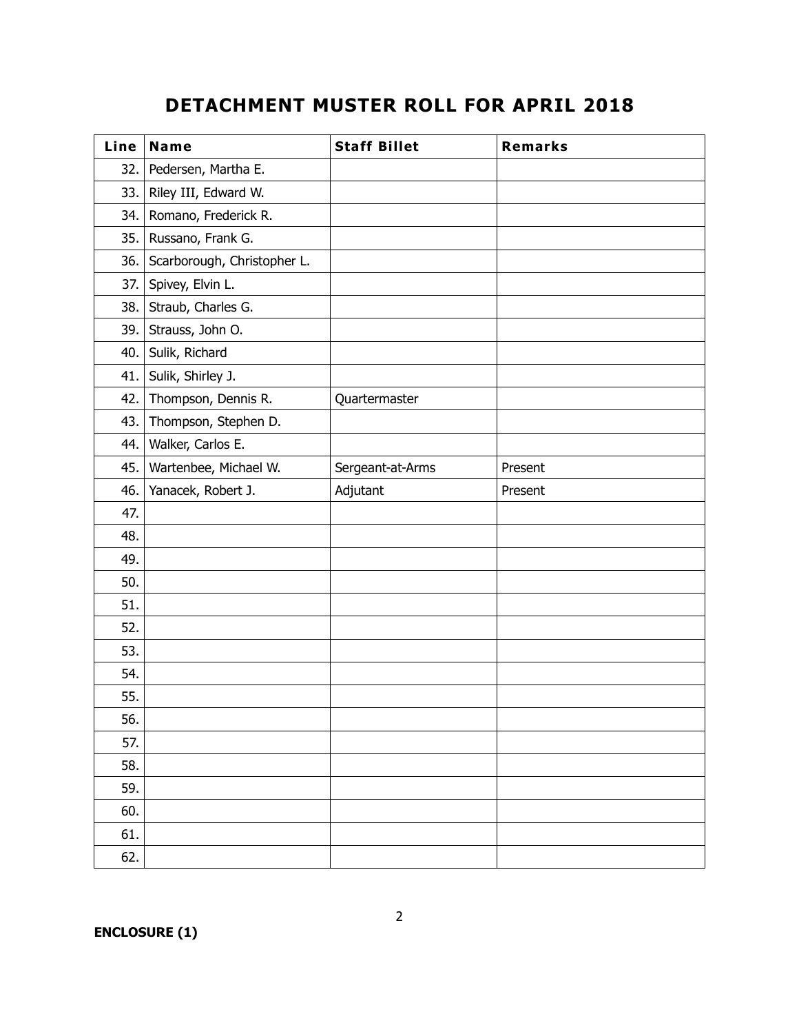# DETACHMENT MUSTER ROLL FOR APRIL 2018

| Line | Name | Staff Billet | Remarks |
|---:|---|---|---|
| 32. | Pedersen, Martha E. | | |
| 33. | Riley III, Edward W. | | |
| 34. | Romano, Frederick R. | | |
| 35. | Russano, Frank G. | | |
| 36. | Scarborough, Christopher L. | | |
| 37. | Spivey, Elvin L. | | |
| 38. | Straub, Charles G. | | |
| 39. | Strauss, John O. | | |
| 40. | Sulik, Richard | | |
| 41. | Sulik, Shirley J. | | |
| 42. | Thompson, Dennis R. | Quartermaster | |
| 43. | Thompson, Stephen D. | | |
| 44. | Walker, Carlos E. | | |
| 45. | Wartenbee, Michael W. | Sergeant-at-Arms | Present |
| 46. | Yanacek, Robert J. | Adjutant | Present |
| 47. | | | |
| 48. | | | |
| 49. | | | |
| 50. | | | |
| 51. | | | |
| 52. | | | |
| 53. | | | |
| 54. | | | |
| 55. | | | |
| 56. | | | |
| 57. | | | |
| 58. | | | |
| 59. | | | |
| 60. | | | |
| 61. | | | |
| 62. | | | |

**ENCLOSURE (1)**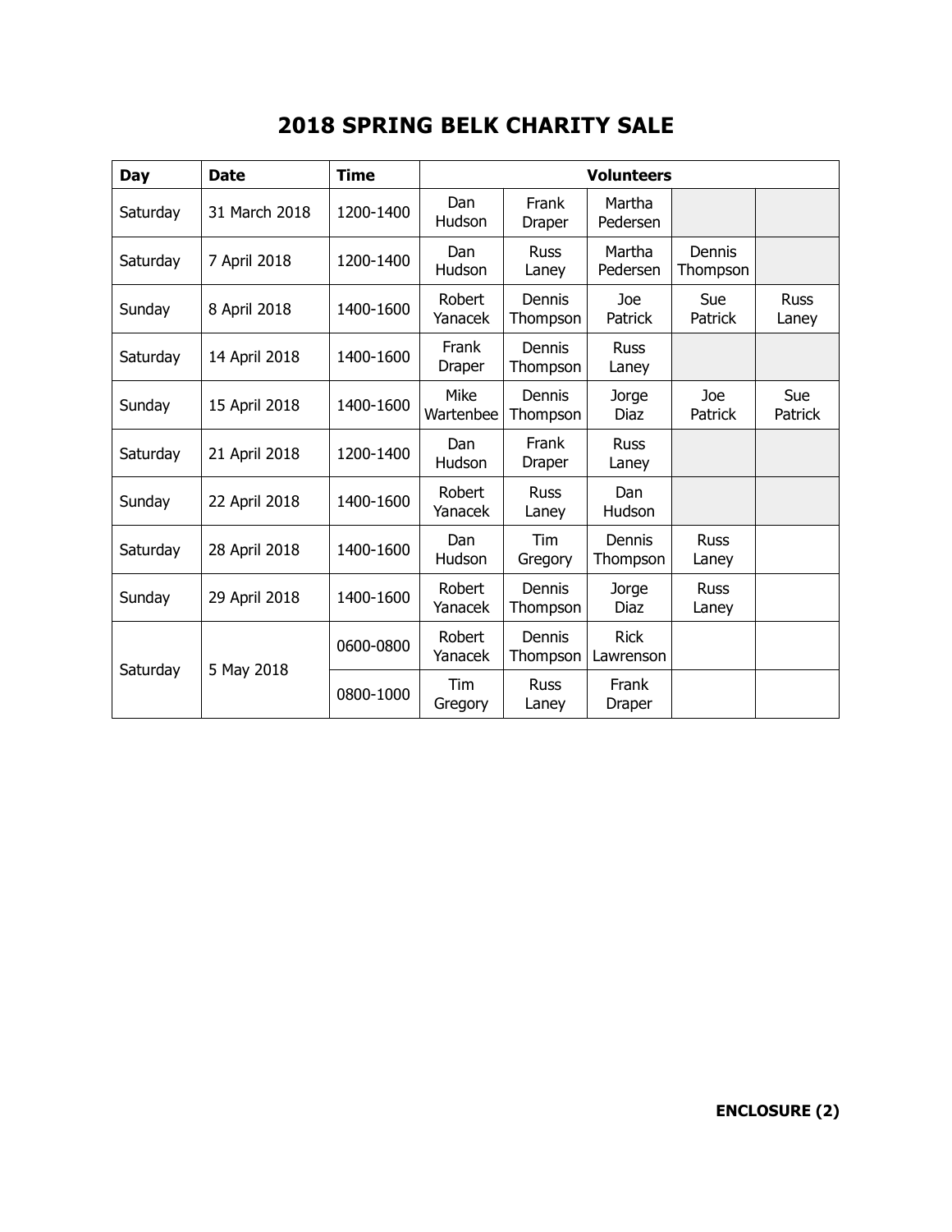# 2018 SPRING BELK CHARITY SALE

| Day | Date | Time | Volunteers | | | | |
|---|---|---|---|---|---|---|---|
| Saturday | 31 March 2018 | 1200-1400 | Dan Hudson | Frank Draper | Martha Pedersen | | |
| Saturday | 7 April 2018 | 1200-1400 | Dan Hudson | Russ Laney | Martha Pedersen | Dennis Thompson | |
| Sunday | 8 April 2018 | 1400-1600 | Robert Yanacek | Dennis Thompson | Joe Patrick | Sue Patrick | Russ Laney |
| Saturday | 14 April 2018 | 1400-1600 | Frank Draper | Dennis Thompson | Russ Laney | | |
| Sunday | 15 April 2018 | 1400-1600 | Mike Wartenbee | Dennis Thompson | Jorge Diaz | Joe Patrick | Sue Patrick |
| Saturday | 21 April 2018 | 1200-1400 | Dan Hudson | Frank Draper | Russ Laney | | |
| Sunday | 22 April 2018 | 1400-1600 | Robert Yanacek | Russ Laney | Dan Hudson | | |
| Saturday | 28 April 2018 | 1400-1600 | Dan Hudson | Tim Gregory | Dennis Thompson | Russ Laney | |
| Sunday | 29 April 2018 | 1400-1600 | Robert Yanacek | Dennis Thompson | Jorge Diaz | Russ Laney | |
| Saturday | 5 May 2018 | 0600-0800 | Robert Yanacek | Dennis Thompson | Rick Lawrenson | | |
| | | 0800-1000 | Tim Gregory | Russ Laney | Frank Draper | | |

**ENCLOSURE (2)**